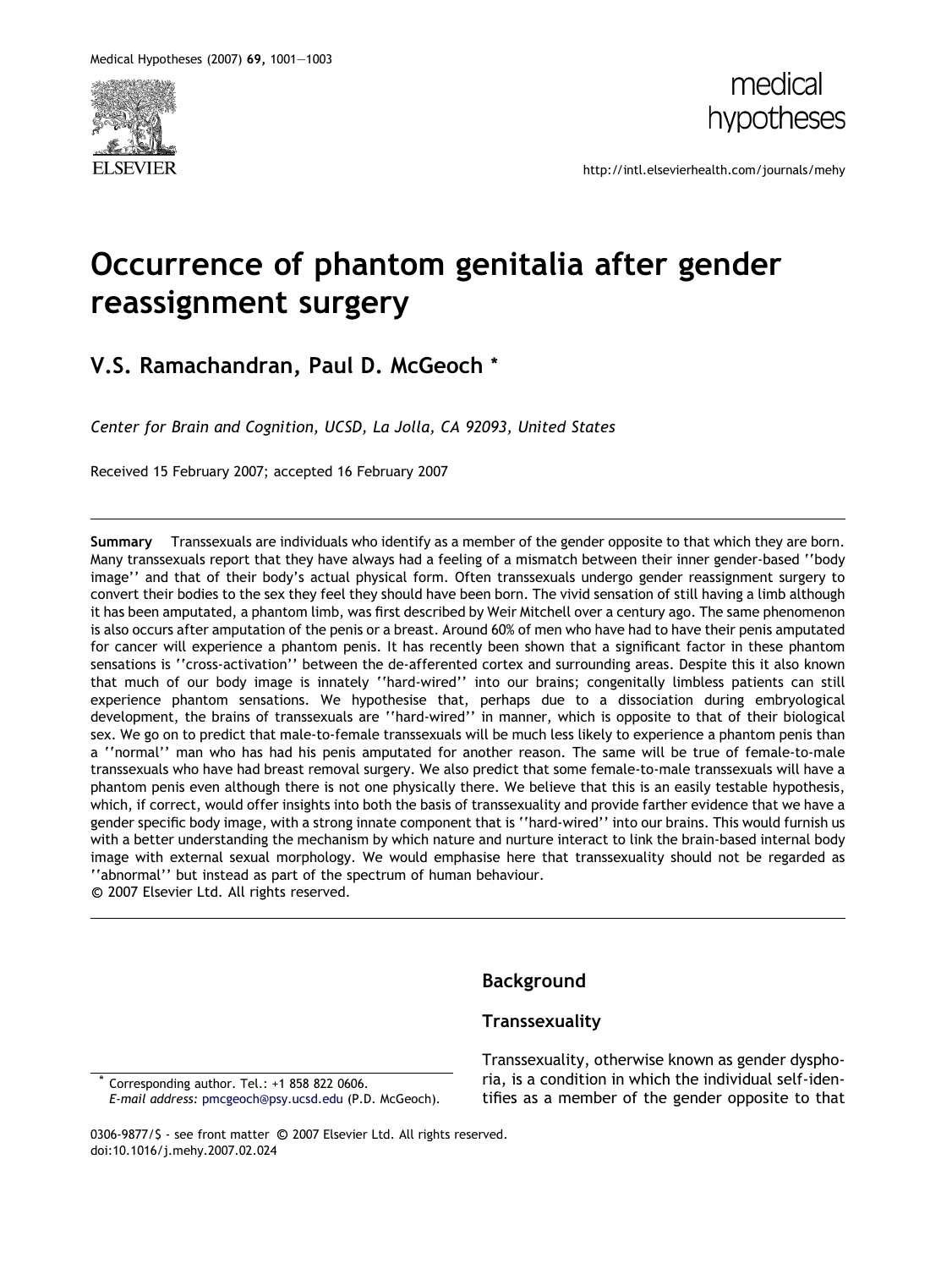# Occurrence of phantom genitalia after gender reassignment surgery

**V.S. Ramachandran, Paul D. McGeoch ***

*Center for Brain and Cognition, UCSD, La Jolla, CA 92093, United States*

Received 15 February 2007; accepted 16 February 2007

---

**Summary** Transsexuals are individuals who identify as a member of the gender opposite to that which they are born. Many transsexuals report that they have always had a feeling of a mismatch between their inner gender-based ''body image'' and that of their body's actual physical form. Often transsexuals undergo gender reassignment surgery to convert their bodies to the sex they feel they should have been born. The vivid sensation of still having a limb although it has been amputated, a phantom limb, was first described by Weir Mitchell over a century ago. The same phenomenon is also occurs after amputation of the penis or a breast. Around 60% of men who have had to have their penis amputated for cancer will experience a phantom penis. It has recently been shown that a significant factor in these phantom sensations is ''cross-activation'' between the de-afferented cortex and surrounding areas. Despite this it also known that much of our body image is innately ''hard-wired'' into our brains; congenitally limbless patients can still experience phantom sensations. We hypothesise that, perhaps due to a dissociation during embryological development, the brains of transsexuals are ''hard-wired'' in manner, which is opposite to that of their biological sex. We go on to predict that male-to-female transsexuals will be much less likely to experience a phantom penis than a ''normal'' man who has had his penis amputated for another reason. The same will be true of female-to-male transsexuals who have had breast removal surgery. We also predict that some female-to-male transsexuals will have a phantom penis even although there is not one physically there. We believe that this is an easily testable hypothesis, which, if correct, would offer insights into both the basis of transsexuality and provide farther evidence that we have a gender specific body image, with a strong innate component that is ''hard-wired'' into our brains. This would furnish us with a better understanding the mechanism by which nature and nurture interact to link the brain-based internal body image with external sexual morphology. We would emphasise here that transsexuality should not be regarded as ''abnormal'' but instead as part of the spectrum of human behaviour.
© 2007 Elsevier Ltd. All rights reserved.

---

## Background

### Transsexuality

Transsexuality, otherwise known as gender dysphoria, is a condition in which the individual self-identifies as a member of the gender opposite to that

* Corresponding author. Tel.: +1 858 822 0606.
*E-mail address:* pmcgeoch@psy.ucsd.edu (P.D. McGeoch).

0306-9877/$ - see front matter © 2007 Elsevier Ltd. All rights reserved.
doi:10.1016/j.mehy.2007.02.024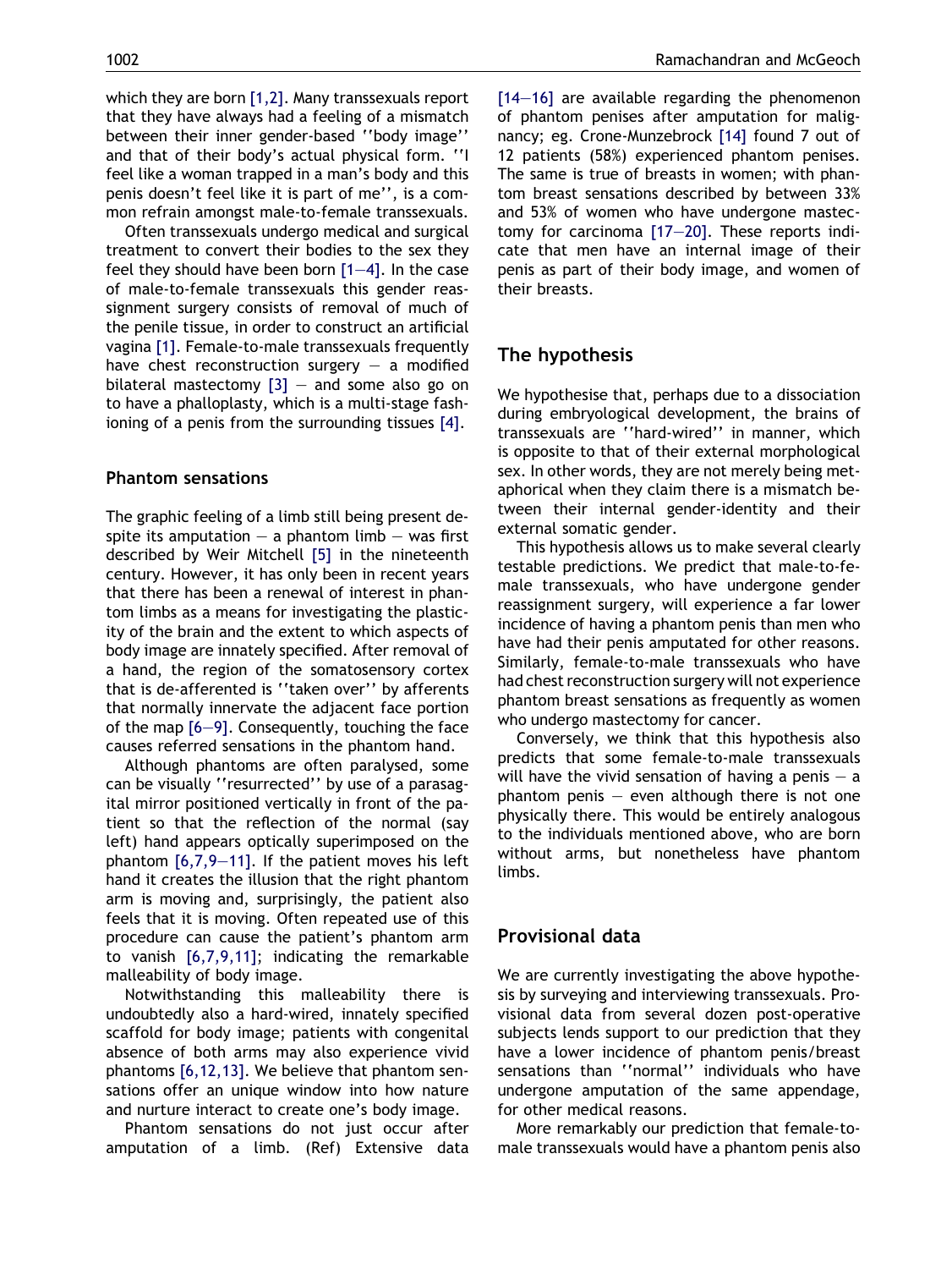which they are born [1,2]. Many transsexuals report that they have always had a feeling of a mismatch between their inner gender-based ''body image'' and that of their body's actual physical form. ''I feel like a woman trapped in a man's body and this penis doesn't feel like it is part of me'', is a common refrain amongst male-to-female transsexuals.

Often transsexuals undergo medical and surgical treatment to convert their bodies to the sex they feel they should have been born [1–4]. In the case of male-to-female transsexuals this gender reassignment surgery consists of removal of much of the penile tissue, in order to construct an artificial vagina [1]. Female-to-male transsexuals frequently have chest reconstruction surgery – a modified bilateral mastectomy [3] – and some also go on to have a phalloplasty, which is a multi-stage fashioning of a penis from the surrounding tissues [4].

### Phantom sensations

The graphic feeling of a limb still being present despite its amputation – a phantom limb – was first described by Weir Mitchell [5] in the nineteenth century. However, it has only been in recent years that there has been a renewal of interest in phantom limbs as a means for investigating the plasticity of the brain and the extent to which aspects of body image are innately specified. After removal of a hand, the region of the somatosensory cortex that is de-afferented is ''taken over'' by afferents that normally innervate the adjacent face portion of the map [6–9]. Consequently, touching the face causes referred sensations in the phantom hand.

Although phantoms are often paralysed, some can be visually ''resurrected'' by use of a parasagittal mirror positioned vertically in front of the patient so that the reflection of the normal (say left) hand appears optically superimposed on the phantom [6,7,9–11]. If the patient moves his left hand it creates the illusion that the right phantom arm is moving and, surprisingly, the patient also feels that it is moving. Often repeated use of this procedure can cause the patient's phantom arm to vanish [6,7,9,11]; indicating the remarkable malleability of body image.

Notwithstanding this malleability there is undoubtedly also a hard-wired, innately specified scaffold for body image; patients with congenital absence of both arms may also experience vivid phantoms [6,12,13]. We believe that phantom sensations offer an unique window into how nature and nurture interact to create one's body image.

Phantom sensations do not just occur after amputation of a limb. (Ref) Extensive data [14–16] are available regarding the phenomenon of phantom penises after amputation for malignancy; eg. Crone-Munzebrock [14] found 7 out of 12 patients (58%) experienced phantom penises. The same is true of breasts in women; with phantom breast sensations described by between 33% and 53% of women who have undergone mastectomy for carcinoma [17–20]. These reports indicate that men have an internal image of their penis as part of their body image, and women of their breasts.

## The hypothesis

We hypothesise that, perhaps due to a dissociation during embryological development, the brains of transsexuals are ''hard-wired'' in manner, which is opposite to that of their external morphological sex. In other words, they are not merely being metaphorical when they claim there is a mismatch between their internal gender-identity and their external somatic gender.

This hypothesis allows us to make several clearly testable predictions. We predict that male-to-female transsexuals, who have undergone gender reassignment surgery, will experience a far lower incidence of having a phantom penis than men who have had their penis amputated for other reasons. Similarly, female-to-male transsexuals who have had chest reconstruction surgery will not experience phantom breast sensations as frequently as women who undergo mastectomy for cancer.

Conversely, we think that this hypothesis also predicts that some female-to-male transsexuals will have the vivid sensation of having a penis – a phantom penis – even although there is not one physically there. This would be entirely analogous to the individuals mentioned above, who are born without arms, but nonetheless have phantom limbs.

## Provisional data

We are currently investigating the above hypothesis by surveying and interviewing transsexuals. Provisional data from several dozen post-operative subjects lends support to our prediction that they have a lower incidence of phantom penis/breast sensations than ''normal'' individuals who have undergone amputation of the same appendage, for other medical reasons.

More remarkably our prediction that female-to-male transsexuals would have a phantom penis also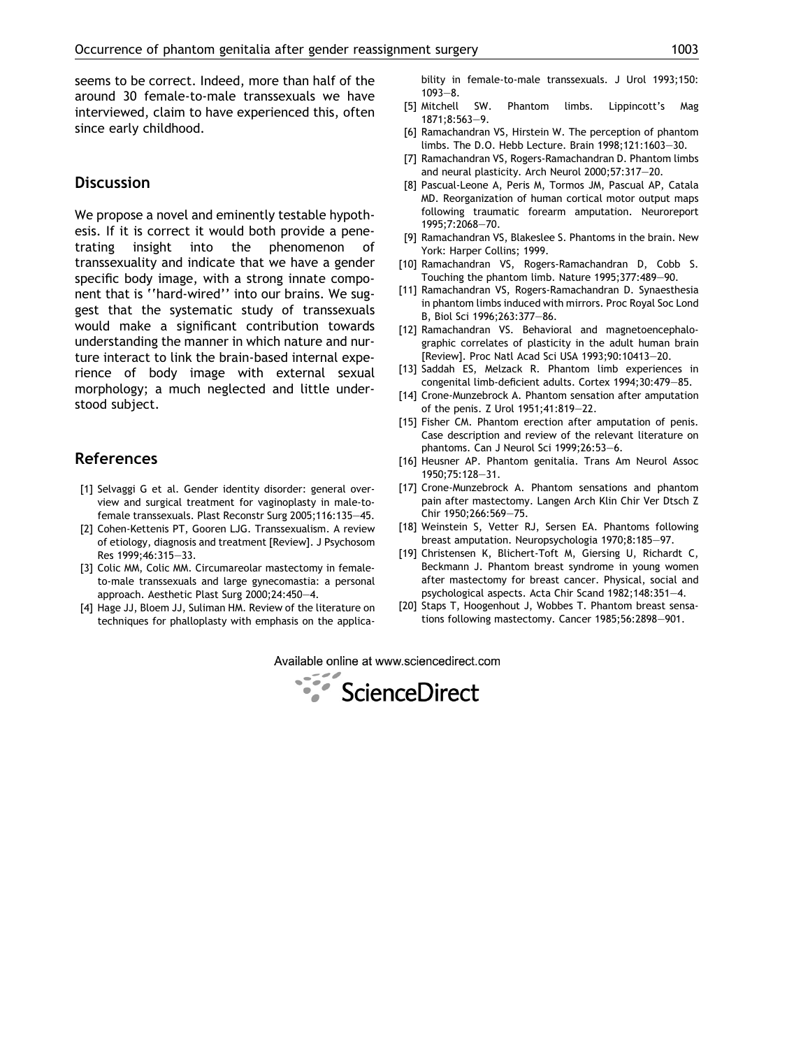seems to be correct. Indeed, more than half of the around 30 female-to-male transsexuals we have interviewed, claim to have experienced this, often since early childhood.

## Discussion

We propose a novel and eminently testable hypothesis. If it is correct it would both provide a penetrating insight into the phenomenon of transsexuality and indicate that we have a gender specific body image, with a strong innate component that is ''hard-wired'' into our brains. We suggest that the systematic study of transsexuals would make a significant contribution towards understanding the manner in which nature and nurture interact to link the brain-based internal experience of body image with external sexual morphology; a much neglected and little understood subject.

## References

[1] Selvaggi G et al. Gender identity disorder: general overview and surgical treatment for vaginoplasty in male-to-female transsexuals. Plast Reconstr Surg 2005;116:135–45.

[2] Cohen-Kettenis PT, Gooren LJG. Transsexualism. A review of etiology, diagnosis and treatment [Review]. J Psychosom Res 1999;46:315–33.

[3] Colic MM, Colic MM. Circumareolar mastectomy in female-to-male transsexuals and large gynecomastia: a personal approach. Aesthetic Plast Surg 2000;24:450–4.

[4] Hage JJ, Bloem JJ, Suliman HM. Review of the literature on techniques for phalloplasty with emphasis on the applicability in female-to-male transsexuals. J Urol 1993;150: 1093–8.

[5] Mitchell SW. Phantom limbs. Lippincott's Mag 1871;8:563–9.

[6] Ramachandran VS, Hirstein W. The perception of phantom limbs. The D.O. Hebb Lecture. Brain 1998;121:1603–30.

[7] Ramachandran VS, Rogers-Ramachandran D. Phantom limbs and neural plasticity. Arch Neurol 2000;57:317–20.

[8] Pascual-Leone A, Peris M, Tormos JM, Pascual AP, Catala MD. Reorganization of human cortical motor output maps following traumatic forearm amputation. Neuroreport 1995;7:2068–70.

[9] Ramachandran VS, Blakeslee S. Phantoms in the brain. New York: Harper Collins; 1999.

[10] Ramachandran VS, Rogers-Ramachandran D, Cobb S. Touching the phantom limb. Nature 1995;377:489–90.

[11] Ramachandran VS, Rogers-Ramachandran D. Synaesthesia in phantom limbs induced with mirrors. Proc Royal Soc Lond B, Biol Sci 1996;263:377–86.

[12] Ramachandran VS. Behavioral and magnetoencephalographic correlates of plasticity in the adult human brain [Review]. Proc Natl Acad Sci USA 1993;90:10413–20.

[13] Saddah ES, Melzack R. Phantom limb experiences in congenital limb-deficient adults. Cortex 1994;30:479–85.

[14] Crone-Munzebrock A. Phantom sensation after amputation of the penis. Z Urol 1951;41:819–22.

[15] Fisher CM. Phantom erection after amputation of penis. Case description and review of the relevant literature on phantoms. Can J Neurol Sci 1999;26:53–6.

[16] Heusner AP. Phantom genitalia. Trans Am Neurol Assoc 1950;75:128–31.

[17] Crone-Munzebrock A. Phantom sensations and phantom pain after mastectomy. Langen Arch Klin Chir Ver Dtsch Z Chir 1950;266:569–75.

[18] Weinstein S, Vetter RJ, Sersen EA. Phantoms following breast amputation. Neuropsychologia 1970;8:185–97.

[19] Christensen K, Blichert-Toft M, Giersing U, Richardt C, Beckmann J. Phantom breast syndrome in young women after mastectomy for breast cancer. Physical, social and psychological aspects. Acta Chir Scand 1982;148:351–4.

[20] Staps T, Hoogenhout J, Wobbes T. Phantom breast sensations following mastectomy. Cancer 1985;56:2898–901.

Available online at www.sciencedirect.com

ScienceDirect